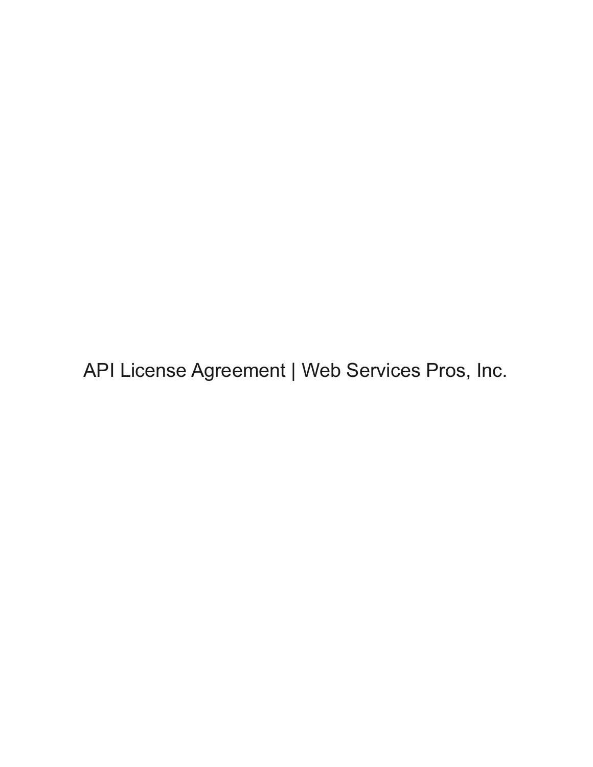# API License Agreement | Web Services Pros, Inc.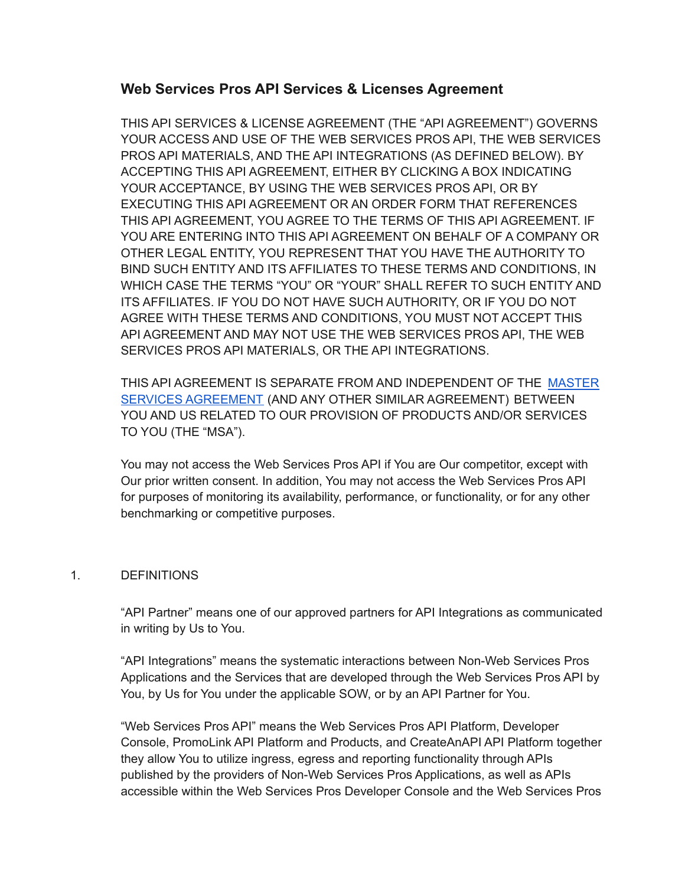## Web Services Pros API Services & Licenses Agreement

THIS API SERVICES & LICENSE AGREEMENT (THE "API AGREEMENT") GOVERNS YOUR ACCESS AND USE OF THE WEB SERVICES PROS API, THE WEB SERVICES PROS API MATERIALS, AND THE API INTEGRATIONS (AS DEFINED BELOW). BY ACCEPTING THIS API AGREEMENT, EITHER BY CLICKING A BOX INDICATING YOUR ACCEPTANCE, BY USING THE WEB SERVICES PROS API, OR BY EXECUTING THIS API AGREEMENT OR AN ORDER FORM THAT REFERENCES THIS API AGREEMENT, YOU AGREE TO THE TERMS OF THIS API AGREEMENT. IF YOU ARE ENTERING INTO THIS API AGREEMENT ON BEHALF OF A COMPANY OR OTHER LEGAL ENTITY, YOU REPRESENT THAT YOU HAVE THE AUTHORITY TO BIND SUCH ENTITY AND ITS AFFILIATES TO THESE TERMS AND CONDITIONS, IN WHICH CASE THE TERMS "YOU" OR "YOUR" SHALL REFER TO SUCH ENTITY AND ITS AFFILIATES. IF YOU DO NOT HAVE SUCH AUTHORITY, OR IF YOU DO NOT AGREE WITH THESE TERMS AND CONDITIONS, YOU MUST NOT ACCEPT THIS API AGREEMENT AND MAY NOT USE THE WEB SERVICES PROS API, THE WEB SERVICES PROS API MATERIALS, OR THE API INTEGRATIONS.

THIS API AGREEMENT IS SEPARATE FROM AND INDEPENDENT OF THE MASTER SERVICES AGREEMENT (AND ANY OTHER SIMILAR AGREEMENT) BETWEEN YOU AND US RELATED TO OUR PROVISION OF PRODUCTS AND/OR SERVICES TO YOU (THE "MSA").

You may not access the Web Services Pros API if You are Our competitor, except with Our prior written consent. In addition, You may not access the Web Services Pros API for purposes of monitoring its availability, performance, or functionality, or for any other benchmarking or competitive purposes.

1. DEFINITIONS

"API Partner" means one of our approved partners for API Integrations as communicated in writing by Us to You.

"API Integrations" means the systematic interactions between Non-Web Services Pros Applications and the Services that are developed through the Web Services Pros API by You, by Us for You under the applicable SOW, or by an API Partner for You.

"Web Services Pros API" means the Web Services Pros API Platform, Developer Console, PromoLink API Platform and Products, and CreateAnAPI API Platform together they allow You to utilize ingress, egress and reporting functionality through APIs published by the providers of Non-Web Services Pros Applications, as well as APIs accessible within the Web Services Pros Developer Console and the Web Services Pros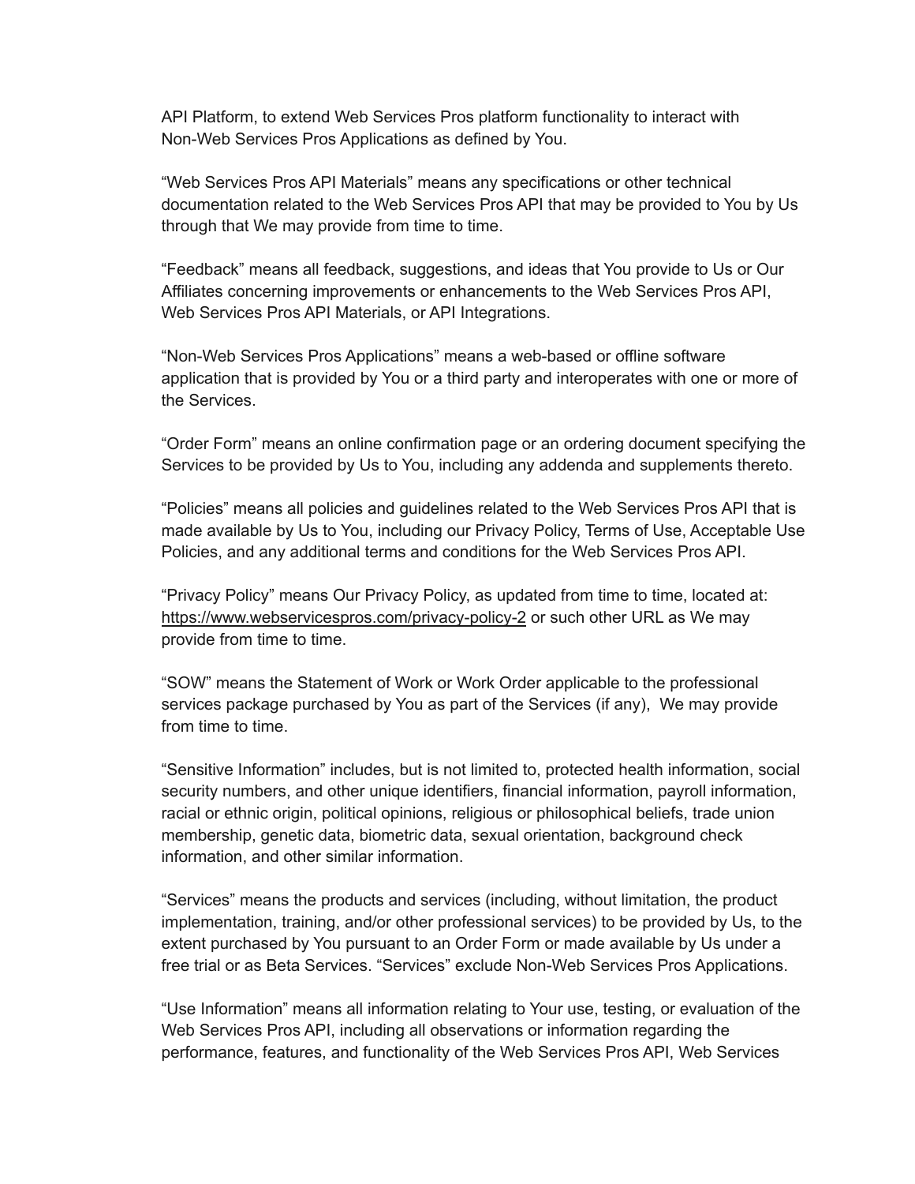API Platform, to extend Web Services Pros platform functionality to interact with Non-Web Services Pros Applications as defined by You.

“Web Services Pros API Materials” means any specifications or other technical documentation related to the Web Services Pros API that may be provided to You by Us through that We may provide from time to time.

“Feedback” means all feedback, suggestions, and ideas that You provide to Us or Our Affiliates concerning improvements or enhancements to the Web Services Pros API, Web Services Pros API Materials, or API Integrations.

“Non-Web Services Pros Applications” means a web-based or offline software application that is provided by You or a third party and interoperates with one or more of the Services.

“Order Form” means an online confirmation page or an ordering document specifying the Services to be provided by Us to You, including any addenda and supplements thereto.

“Policies” means all policies and guidelines related to the Web Services Pros API that is made available by Us to You, including our Privacy Policy, Terms of Use, Acceptable Use Policies, and any additional terms and conditions for the Web Services Pros API.

“Privacy Policy” means Our Privacy Policy, as updated from time to time, located at: https://www.webservicespros.com/privacy-policy-2 or such other URL as We may provide from time to time.

“SOW” means the Statement of Work or Work Order applicable to the professional services package purchased by You as part of the Services (if any), We may provide from time to time.

“Sensitive Information” includes, but is not limited to, protected health information, social security numbers, and other unique identifiers, financial information, payroll information, racial or ethnic origin, political opinions, religious or philosophical beliefs, trade union membership, genetic data, biometric data, sexual orientation, background check information, and other similar information.

“Services” means the products and services (including, without limitation, the product implementation, training, and/or other professional services) to be provided by Us, to the extent purchased by You pursuant to an Order Form or made available by Us under a free trial or as Beta Services. “Services” exclude Non-Web Services Pros Applications.

“Use Information” means all information relating to Your use, testing, or evaluation of the Web Services Pros API, including all observations or information regarding the performance, features, and functionality of the Web Services Pros API, Web Services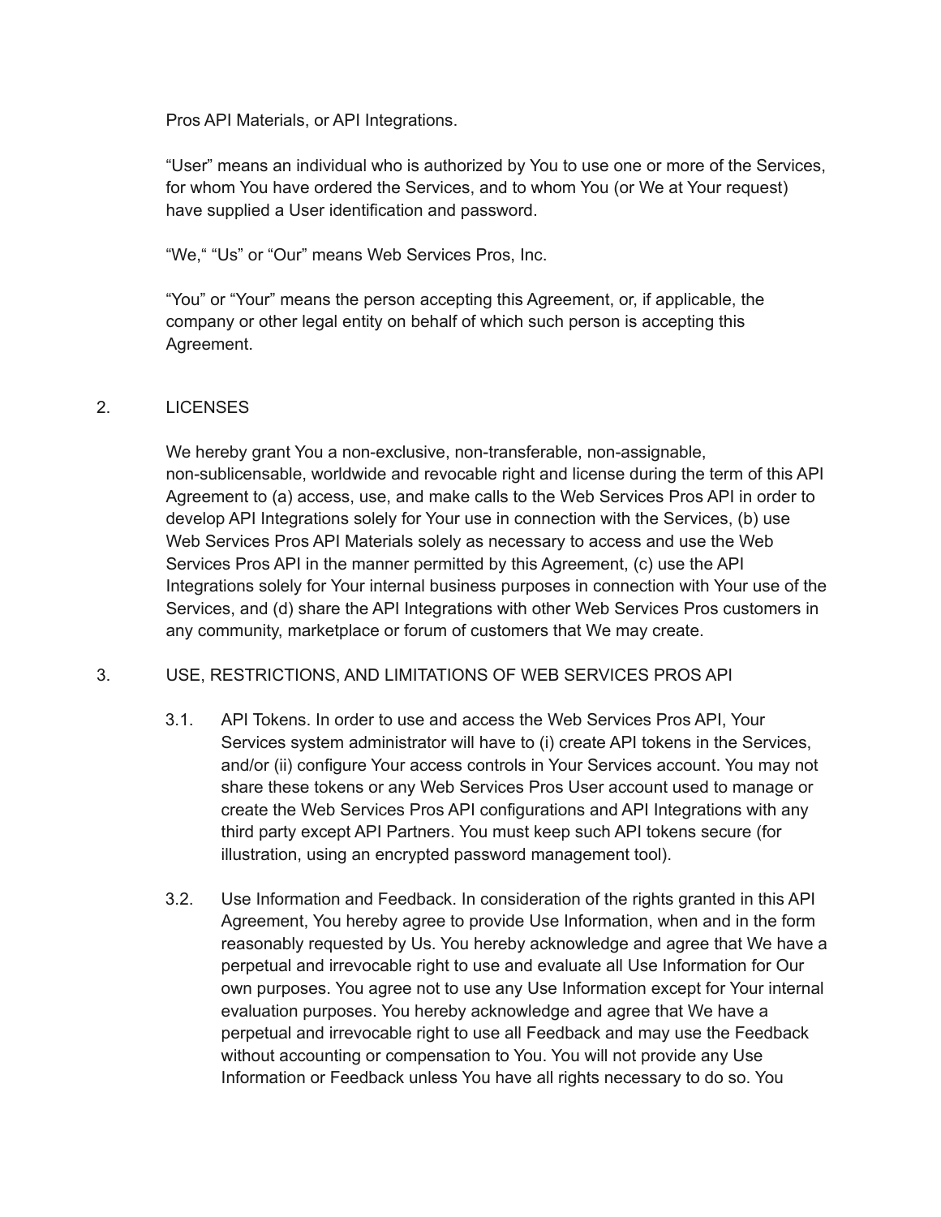Pros API Materials, or API Integrations.

“User” means an individual who is authorized by You to use one or more of the Services, for whom You have ordered the Services, and to whom You (or We at Your request) have supplied a User identification and password.

“We,“ “Us” or “Our” means Web Services Pros, Inc.

“You” or “Your” means the person accepting this Agreement, or, if applicable, the company or other legal entity on behalf of which such person is accepting this Agreement.

## 2. LICENSES

We hereby grant You a non-exclusive, non-transferable, non-assignable, non-sublicensable, worldwide and revocable right and license during the term of this API Agreement to (a) access, use, and make calls to the Web Services Pros API in order to develop API Integrations solely for Your use in connection with the Services, (b) use Web Services Pros API Materials solely as necessary to access and use the Web Services Pros API in the manner permitted by this Agreement, (c) use the API Integrations solely for Your internal business purposes in connection with Your use of the Services, and (d) share the API Integrations with other Web Services Pros customers in any community, marketplace or forum of customers that We may create.

## 3. USE, RESTRICTIONS, AND LIMITATIONS OF WEB SERVICES PROS API

3.1. API Tokens. In order to use and access the Web Services Pros API, Your Services system administrator will have to (i) create API tokens in the Services, and/or (ii) configure Your access controls in Your Services account. You may not share these tokens or any Web Services Pros User account used to manage or create the Web Services Pros API configurations and API Integrations with any third party except API Partners. You must keep such API tokens secure (for illustration, using an encrypted password management tool).

3.2. Use Information and Feedback. In consideration of the rights granted in this API Agreement, You hereby agree to provide Use Information, when and in the form reasonably requested by Us. You hereby acknowledge and agree that We have a perpetual and irrevocable right to use and evaluate all Use Information for Our own purposes. You agree not to use any Use Information except for Your internal evaluation purposes. You hereby acknowledge and agree that We have a perpetual and irrevocable right to use all Feedback and may use the Feedback without accounting or compensation to You. You will not provide any Use Information or Feedback unless You have all rights necessary to do so. You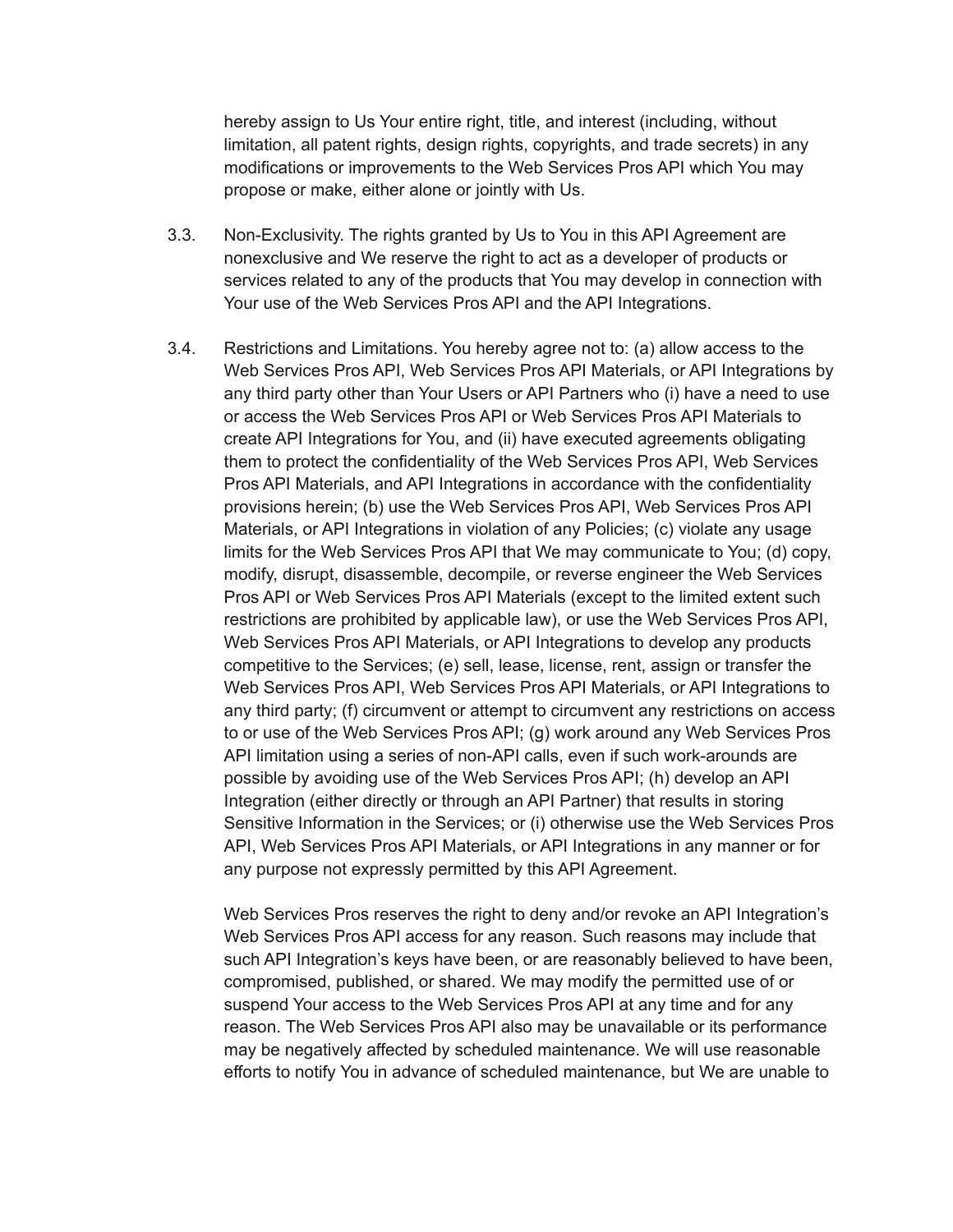hereby assign to Us Your entire right, title, and interest (including, without limitation, all patent rights, design rights, copyrights, and trade secrets) in any modifications or improvements to the Web Services Pros API which You may propose or make, either alone or jointly with Us.

3.3. Non-Exclusivity. The rights granted by Us to You in this API Agreement are nonexclusive and We reserve the right to act as a developer of products or services related to any of the products that You may develop in connection with Your use of the Web Services Pros API and the API Integrations.

3.4. Restrictions and Limitations. You hereby agree not to: (a) allow access to the Web Services Pros API, Web Services Pros API Materials, or API Integrations by any third party other than Your Users or API Partners who (i) have a need to use or access the Web Services Pros API or Web Services Pros API Materials to create API Integrations for You, and (ii) have executed agreements obligating them to protect the confidentiality of the Web Services Pros API, Web Services Pros API Materials, and API Integrations in accordance with the confidentiality provisions herein; (b) use the Web Services Pros API, Web Services Pros API Materials, or API Integrations in violation of any Policies; (c) violate any usage limits for the Web Services Pros API that We may communicate to You; (d) copy, modify, disrupt, disassemble, decompile, or reverse engineer the Web Services Pros API or Web Services Pros API Materials (except to the limited extent such restrictions are prohibited by applicable law), or use the Web Services Pros API, Web Services Pros API Materials, or API Integrations to develop any products competitive to the Services; (e) sell, lease, license, rent, assign or transfer the Web Services Pros API, Web Services Pros API Materials, or API Integrations to any third party; (f) circumvent or attempt to circumvent any restrictions on access to or use of the Web Services Pros API; (g) work around any Web Services Pros API limitation using a series of non-API calls, even if such work-arounds are possible by avoiding use of the Web Services Pros API; (h) develop an API Integration (either directly or through an API Partner) that results in storing Sensitive Information in the Services; or (i) otherwise use the Web Services Pros API, Web Services Pros API Materials, or API Integrations in any manner or for any purpose not expressly permitted by this API Agreement.

Web Services Pros reserves the right to deny and/or revoke an API Integration's Web Services Pros API access for any reason. Such reasons may include that such API Integration's keys have been, or are reasonably believed to have been, compromised, published, or shared. We may modify the permitted use of or suspend Your access to the Web Services Pros API at any time and for any reason. The Web Services Pros API also may be unavailable or its performance may be negatively affected by scheduled maintenance. We will use reasonable efforts to notify You in advance of scheduled maintenance, but We are unable to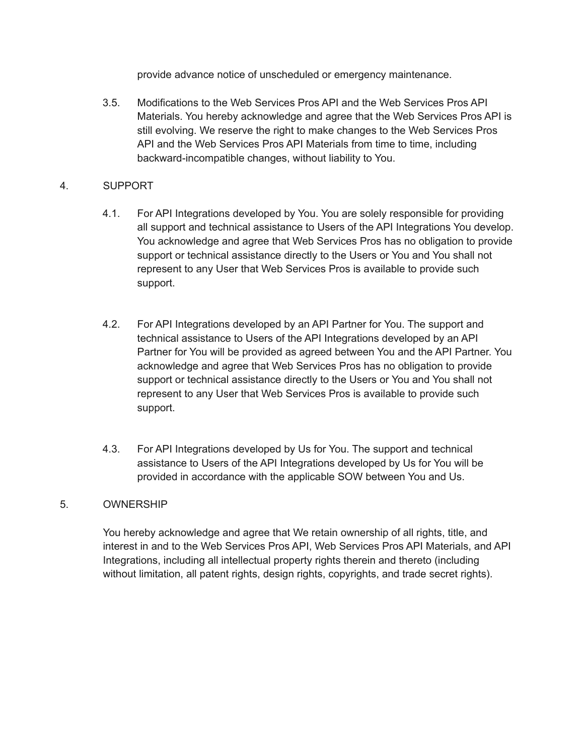provide advance notice of unscheduled or emergency maintenance.

3.5. Modifications to the Web Services Pros API and the Web Services Pros API Materials. You hereby acknowledge and agree that the Web Services Pros API is still evolving. We reserve the right to make changes to the Web Services Pros API and the Web Services Pros API Materials from time to time, including backward-incompatible changes, without liability to You.

## 4. SUPPORT

4.1. For API Integrations developed by You. You are solely responsible for providing all support and technical assistance to Users of the API Integrations You develop. You acknowledge and agree that Web Services Pros has no obligation to provide support or technical assistance directly to the Users or You and You shall not represent to any User that Web Services Pros is available to provide such support.

4.2. For API Integrations developed by an API Partner for You. The support and technical assistance to Users of the API Integrations developed by an API Partner for You will be provided as agreed between You and the API Partner. You acknowledge and agree that Web Services Pros has no obligation to provide support or technical assistance directly to the Users or You and You shall not represent to any User that Web Services Pros is available to provide such support.

4.3. For API Integrations developed by Us for You. The support and technical assistance to Users of the API Integrations developed by Us for You will be provided in accordance with the applicable SOW between You and Us.

## 5. OWNERSHIP

You hereby acknowledge and agree that We retain ownership of all rights, title, and interest in and to the Web Services Pros API, Web Services Pros API Materials, and API Integrations, including all intellectual property rights therein and thereto (including without limitation, all patent rights, design rights, copyrights, and trade secret rights).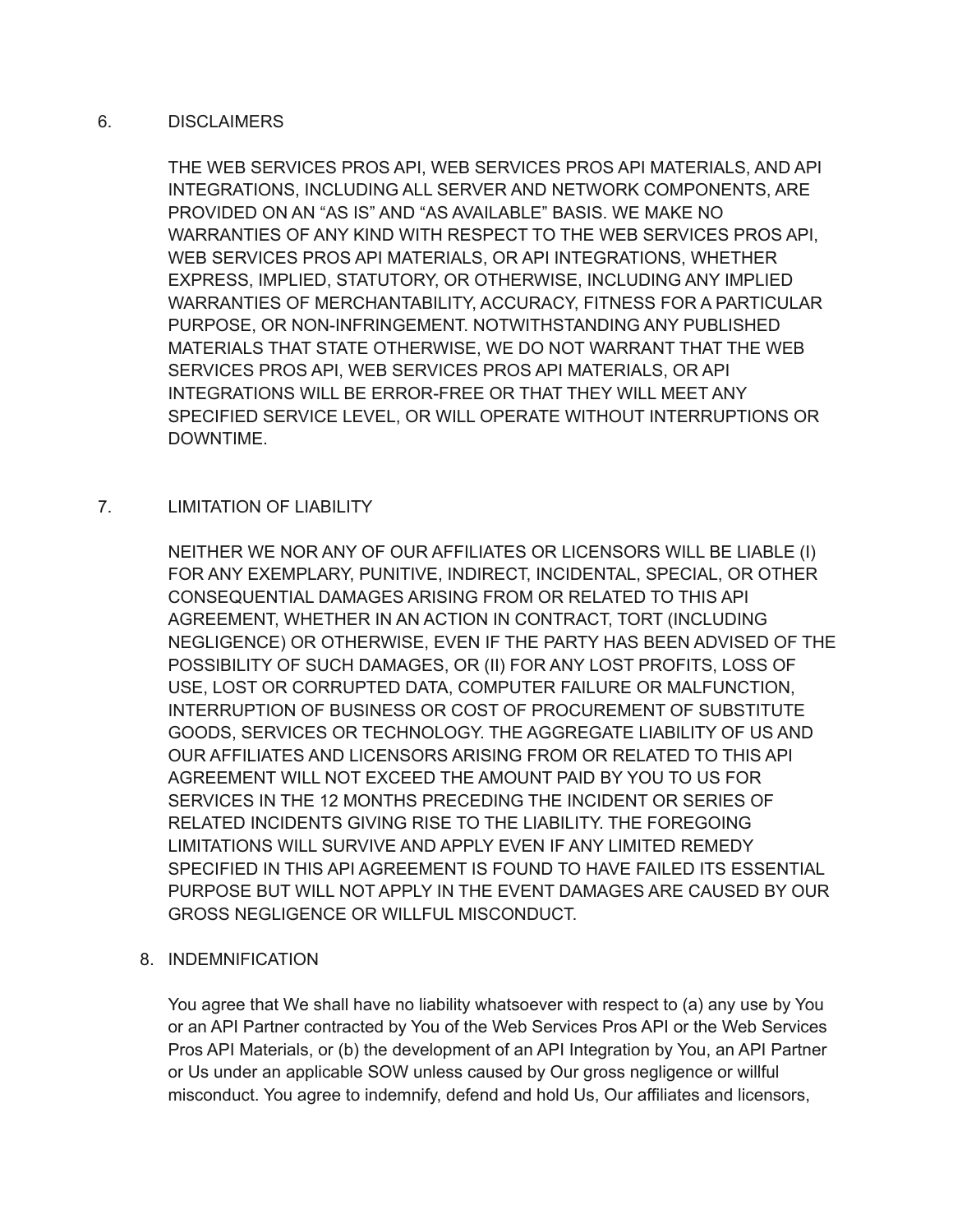## 6. DISCLAIMERS

THE WEB SERVICES PROS API, WEB SERVICES PROS API MATERIALS, AND API INTEGRATIONS, INCLUDING ALL SERVER AND NETWORK COMPONENTS, ARE PROVIDED ON AN "AS IS" AND "AS AVAILABLE" BASIS. WE MAKE NO WARRANTIES OF ANY KIND WITH RESPECT TO THE WEB SERVICES PROS API, WEB SERVICES PROS API MATERIALS, OR API INTEGRATIONS, WHETHER EXPRESS, IMPLIED, STATUTORY, OR OTHERWISE, INCLUDING ANY IMPLIED WARRANTIES OF MERCHANTABILITY, ACCURACY, FITNESS FOR A PARTICULAR PURPOSE, OR NON-INFRINGEMENT. NOTWITHSTANDING ANY PUBLISHED MATERIALS THAT STATE OTHERWISE, WE DO NOT WARRANT THAT THE WEB SERVICES PROS API, WEB SERVICES PROS API MATERIALS, OR API INTEGRATIONS WILL BE ERROR-FREE OR THAT THEY WILL MEET ANY SPECIFIED SERVICE LEVEL, OR WILL OPERATE WITHOUT INTERRUPTIONS OR DOWNTIME.

## 7. LIMITATION OF LIABILITY

NEITHER WE NOR ANY OF OUR AFFILIATES OR LICENSORS WILL BE LIABLE (I) FOR ANY EXEMPLARY, PUNITIVE, INDIRECT, INCIDENTAL, SPECIAL, OR OTHER CONSEQUENTIAL DAMAGES ARISING FROM OR RELATED TO THIS API AGREEMENT, WHETHER IN AN ACTION IN CONTRACT, TORT (INCLUDING NEGLIGENCE) OR OTHERWISE, EVEN IF THE PARTY HAS BEEN ADVISED OF THE POSSIBILITY OF SUCH DAMAGES, OR (II) FOR ANY LOST PROFITS, LOSS OF USE, LOST OR CORRUPTED DATA, COMPUTER FAILURE OR MALFUNCTION, INTERRUPTION OF BUSINESS OR COST OF PROCUREMENT OF SUBSTITUTE GOODS, SERVICES OR TECHNOLOGY. THE AGGREGATE LIABILITY OF US AND OUR AFFILIATES AND LICENSORS ARISING FROM OR RELATED TO THIS API AGREEMENT WILL NOT EXCEED THE AMOUNT PAID BY YOU TO US FOR SERVICES IN THE 12 MONTHS PRECEDING THE INCIDENT OR SERIES OF RELATED INCIDENTS GIVING RISE TO THE LIABILITY. THE FOREGOING LIMITATIONS WILL SURVIVE AND APPLY EVEN IF ANY LIMITED REMEDY SPECIFIED IN THIS API AGREEMENT IS FOUND TO HAVE FAILED ITS ESSENTIAL PURPOSE BUT WILL NOT APPLY IN THE EVENT DAMAGES ARE CAUSED BY OUR GROSS NEGLIGENCE OR WILLFUL MISCONDUCT.

## 8. INDEMNIFICATION

You agree that We shall have no liability whatsoever with respect to (a) any use by You or an API Partner contracted by You of the Web Services Pros API or the Web Services Pros API Materials, or (b) the development of an API Integration by You, an API Partner or Us under an applicable SOW unless caused by Our gross negligence or willful misconduct. You agree to indemnify, defend and hold Us, Our affiliates and licensors,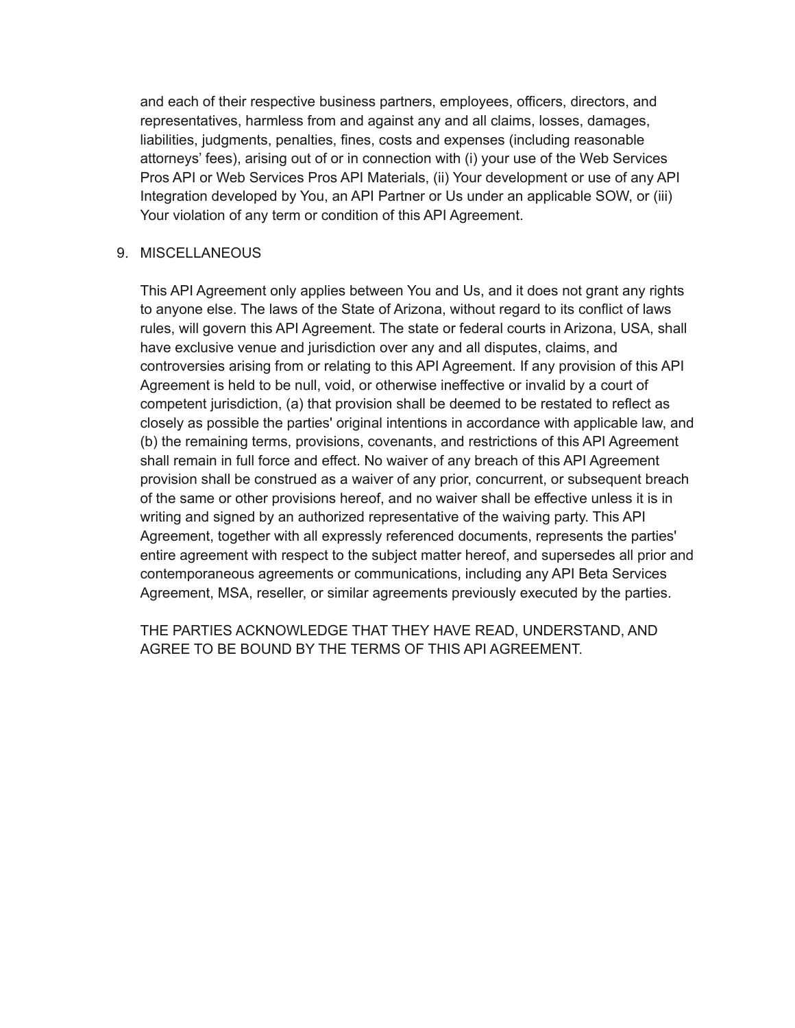and each of their respective business partners, employees, officers, directors, and representatives, harmless from and against any and all claims, losses, damages, liabilities, judgments, penalties, fines, costs and expenses (including reasonable attorneys' fees), arising out of or in connection with (i) your use of the Web Services Pros API or Web Services Pros API Materials, (ii) Your development or use of any API Integration developed by You, an API Partner or Us under an applicable SOW, or (iii) Your violation of any term or condition of this API Agreement.

9. MISCELLANEOUS

This API Agreement only applies between You and Us, and it does not grant any rights to anyone else. The laws of the State of Arizona, without regard to its conflict of laws rules, will govern this API Agreement. The state or federal courts in Arizona, USA, shall have exclusive venue and jurisdiction over any and all disputes, claims, and controversies arising from or relating to this API Agreement. If any provision of this API Agreement is held to be null, void, or otherwise ineffective or invalid by a court of competent jurisdiction, (a) that provision shall be deemed to be restated to reflect as closely as possible the parties' original intentions in accordance with applicable law, and (b) the remaining terms, provisions, covenants, and restrictions of this API Agreement shall remain in full force and effect. No waiver of any breach of this API Agreement provision shall be construed as a waiver of any prior, concurrent, or subsequent breach of the same or other provisions hereof, and no waiver shall be effective unless it is in writing and signed by an authorized representative of the waiving party. This API Agreement, together with all expressly referenced documents, represents the parties' entire agreement with respect to the subject matter hereof, and supersedes all prior and contemporaneous agreements or communications, including any API Beta Services Agreement, MSA, reseller, or similar agreements previously executed by the parties.

THE PARTIES ACKNOWLEDGE THAT THEY HAVE READ, UNDERSTAND, AND AGREE TO BE BOUND BY THE TERMS OF THIS API AGREEMENT.